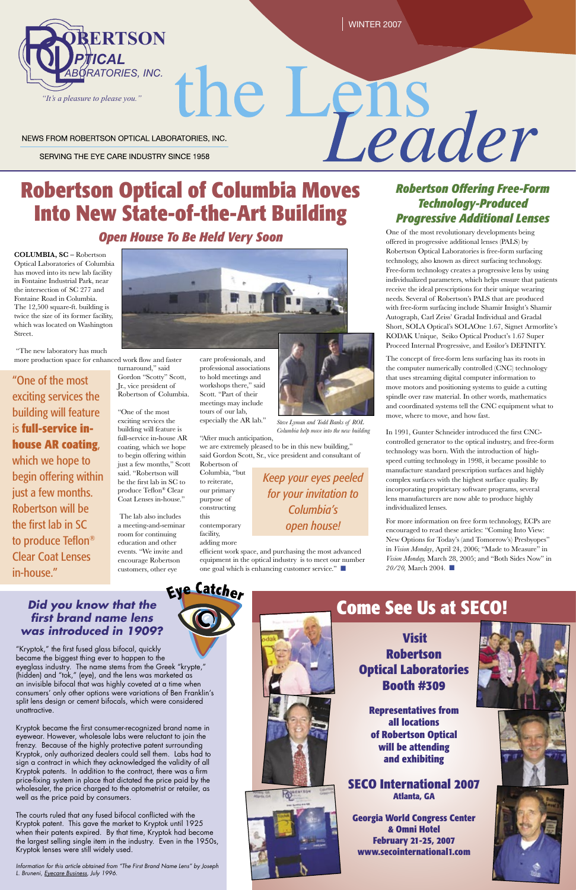# the Lens Leader

WINTER 2007

ROBERTSON OPTICAL LABORATORIES, INC.

*"It's a pleasure to please you."*

NEWS FROM ROBERTSON OPTICAL LABORATORIES, INC.

SERVING THE EYE CARE INDUSTRY SINCE 1958

## Robertson Optical of Columbia Moves Into New State-of-the-Art Building

### *Open House To Be Held Very Soon*

**COLUMBIA, SC –** Robertson Optical Laboratories of Columbia has moved into its new lab facility in Fontaine Industrial Park, near the intersection of SC 277 and Fontaine Road in Columbia. The 12,500 square-ft. building is twice the size of its former facility, which was located on Washington Street.

"The new laboratory has much more production space for enhanced work flow and faster turnaround," said Gordon "Scotty" Scott, Jr., vice president of Robertson of Columbia.

"One of the most exciting services the building will feature is full-service in-house AR coating, which we hope to begin offering within just a few months," Scott said. "Robertson will be the first lab in SC to produce Teflon® Clear Coat Lenses in-house."

> "One of the most exciting services the building will feature is **full-service in-house AR coating**, which we hope to begin offering within just a few months. Robertson will be the first lab in SC to produce Teflon® Clear Coat Lenses in-house."

The lab also includes a meeting-and-seminar room for continuing education and other events. "We invite and encourage Robertson customers, other eye care professionals, and professional associations to hold meetings and workshops there," said Scott. "Part of their meetings may include tours of our lab, especially the AR lab."

*Steve Lyman and Todd Banks of ROL Columbia help move into the new building*

"After much anticipation, we are extremely pleased to be in this new building," said Gordon Scott, Sr., vice president and consultant of Robertson of Columbia, "but to reiterate, our primary purpose of constructing this contemporary facility, adding more efficient work space, and purchasing the most advanced equipment in the optical industry is to meet our number one goal which is enhancing customer service." ■

> *Keep your eyes peeled for your invitation to Columbia's open house!*

## *Robertson Offering Free-Form Technology-Produced Progressive Additional Lenses*

One of the most revolutionary developments being offered in progressive additional lenses (PALS) by Robertson Optical Laboratories is free-form surfacing technology, also known as direct surfacing technology. Free-form technology creates a progressive lens by using individualized parameters, which helps ensure that patients receive the ideal prescriptions for their unique wearing needs. Several of Robertson's PALS that are produced with free-form surfacing include Shamir Insight's Shamir Autograph, Carl Zeiss' Gradal Individual and Gradal Short, SOLA Optical's SOLAOne 1.67, Signet Armorlite's KODAK Unique, Seiko Optical Product's 1.67 Super Proceed Internal Progressive, and Essilor's DEFINITY.

The concept of free-form lens surfacing has its roots in the computer numerically controlled (CNC) technology that uses streaming digital computer information to move motors and positioning systems to guide a cutting spindle over raw material. In other words, mathematics and coordinated systems tell the CNC equipment what to move, where to move, and how fast.

In 1991, Gunter Schneider introduced the first CNC-controlled generator to the optical industry, and free-form technology was born. With the introduction of high-speed cutting technology in 1998, it became possible to manufacture standard prescription surfaces and highly complex surfaces with the highest surface quality. By incorporating proprietary software programs, several lens manufacturers are now able to produce highly individualized lenses.

For more information on free form technology, ECPs are encouraged to read these articles: "Coming Into View: New Options for Today's (and Tomorrow's) Presbyopes" in *Vision Monday*, April 24, 2006; "Made to Measure" in *Vision Monday,* March 28, 2005; and "Both Sides Now" in *20/20,* March 2004. ■

## Eye Catcher

### *Did you know that the first brand name lens was introduced in 1909?*

"Kryptok," the first fused glass bifocal, quickly became the biggest thing ever to happen to the eyeglass industry. The name stems from the Greek "krypte," (hidden) and "tok," (eye), and the lens was marketed as an invisible bifocal that was highly coveted at a time when consumers' only other options were variations of Ben Franklin's split lens design or cement bifocals, which were considered unattractive.

Kryptok became the first consumer-recognized brand name in eyewear. However, wholesale labs were reluctant to join the frenzy. Because of the highly protective patent surrounding Kryptok, only authorized dealers could sell them. Labs had to sign a contract in which they acknowledged the validity of all Kryptok patents. In addition to the contract, there was a firm price-fixing system in place that dictated the price paid by the wholesaler, the price charged to the optometrist or retailer, as well as the price paid by consumers.

The courts ruled that any fused bifocal conflicted with the Kryptok patent. This gave the market to Kryptok until 1925 when their patents expired. By that time, Kryptok had become the largest selling single item in the industry. Even in the 1950s, Kryptok lenses were still widely used.

*Information for this article obtained from "The First Brand Name Lens" by Joseph L. Bruneni, Eyecare Business, July 1996.*

## Come See Us at SECO!

**Visit Robertson Optical Laboratories Booth #309**

**Representatives from all locations of Robertson Optical will be attending and exhibiting**

**SECO International 2007**
**Atlanta, GA**

**Georgia World Congress Center & Omni Hotel**
**February 21-25, 2007**
**www.secointernational1.com**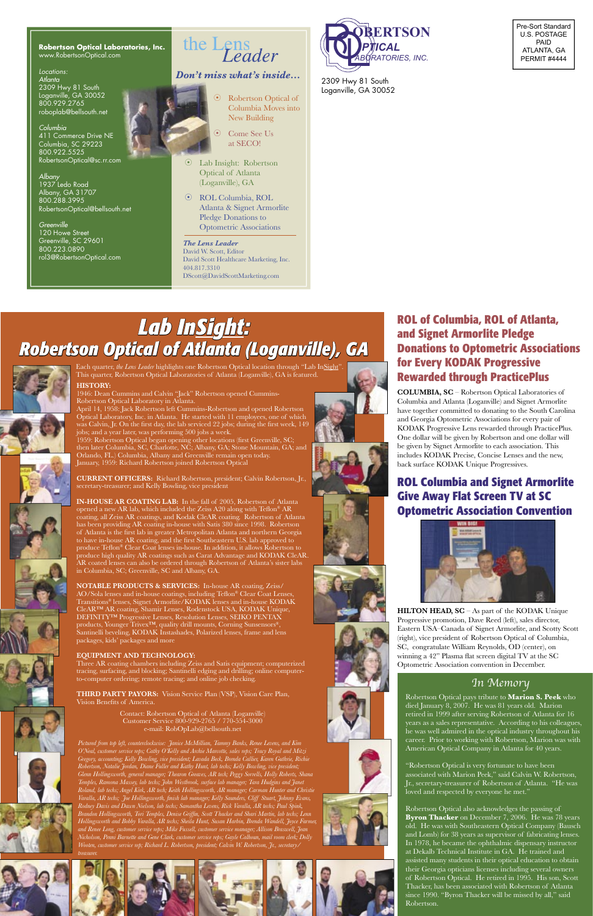**Robertson Optical Laboratories, Inc.**
www.RobertsonOptical.com

*Locations:*

*Atlanta*
2309 Hwy 81 South
Loganville, GA 30052
800.929.2765
roboplab@bellsouth.net

*Columbia*
411 Commerce Drive NE
Columbia, SC 29223
800.922.5525
RobertsonOptical@sc.rr.com

*Albany*
1937 Ledo Road
Albany, GA 31707
800.288.3995
RobertsonOptical@bellsouth.net

*Greenville*
120 Howe Street
Greenville, SC 29601
800.223.0890
rol3@RobertsonOptical.com

# the Lens Leader

***Don't miss what's inside…***

- Robertson Optical of Columbia Moves into New Building
- Come See Us at SECO!
- Lab Insight: Robertson Optical of Atlanta (Loganville), GA
- ROL Columbia, ROL Atlanta & Signet Armorlite Pledge Donations to Optometric Associations

***The Lens Leader***
David W. Scott, Editor
David Scott Healthcare Marketing, Inc.
404.817.3310
DScott@DavidScottMarketing.com

ROBERTSON OPTICAL LABORATORIES, INC.
2309 Hwy 81 South
Loganville, GA 30052

Pre-Sort Standard
U.S. POSTAGE
PAID
ATLANTA, GA
PERMIT #4444

# Lab InSight: Robertson Optical of Atlanta (Loganville), GA

Each quarter, *the Lens Leader* highlights one Robertson Optical location through "Lab InSight". This quarter, Robertson Optical Laboratories of Atlanta (Loganville), GA is featured.

**HISTORY:**
1946: Dean Cummins and Calvin "Jack" Robertson opened Cummins-Robertson Optical Laboratory in Atlanta.
April 14, 1958: Jack Robertson left Cummins-Robertson and opened Robertson Optical Laboratory, Inc. in Atlanta. He started with 11 employees, one of which was Calvin, Jr. On the first day, the lab serviced 22 jobs; during the first week, 149 jobs; and a year later, was performing 500 jobs a week.
1959: Robertson Optical began opening other locations (first Greenville, SC; then later Columbia, SC, Charlotte, NC; Albany, GA; Stone Mountain, GA; and Orlando, FL.) Columbia, Albany and Greenville remain open today.
January, 1959: Richard Robertson joined Robertson Optical

**CURRENT OFFICERS:** Richard Robertson, president; Calvin Robertson, Jr., secretary-treasurer; and Kelly Bowling, vice president

**IN-HOUSE AR COATING LAB:** In the fall of 2005, Robertson of Atlanta opened a new AR lab, which included the Zeiss A20 along with Teflon® AR coating, all Zeiss AR coatings, and Kodak CleAR coating. Robertson of Atlanta has been providing AR coating in-house with Satis 380 since 1998. Robertson of Atlanta is the first lab in greater Metropolitan Atlanta and northern Georgia to have in-house AR coating, and the first Southeastern U.S. lab approved to produce Teflon® Clear Coat lenses in-house. In addition, it allows Robertson to produce high quality AR coatings such as Carat Advantage and KODAK CleAR. AR coated lenses can also be ordered through Robertson of Atlanta's sister labs in Columbia, SC; Greenville, SC and Albany, GA.

**NOTABLE PRODUCTS & SERVICES:** In-house AR coating, Zeiss/AO/Sola lenses and in-house coatings, including Teflon® Clear Coat Lenses, Transitions® lenses, Signet Armorlite/KODAK lenses and in-house KODAK CleAR™ AR coating, Shamir Lenses, Rodenstock USA, KODAK Unique, DEFINITY™ Progressive Lenses, Resolution Lenses, SEIKO PENTAX products, Younger Trivex™, quality drill mounts, Corning Sunsensors®, Santinelli beveling, KODAK Instashades, Polarized lenses, frame and lens packages, kids' packages and more

**EQUIPMENT AND TECHNOLOGY:**
Three AR coating chambers including Zeiss and Satis equipment; computerized tracing, surfacing, and blocking; Santinelli edging and drilling; online computer-to-computer ordering; remote tracing; and online job checking.

**THIRD PARTY PAYORS:** Vision Service Plan (VSP), Vision Care Plan, Vision Benefits of America.

Contact: Robertson Optical of Atlanta (Loganville)
Customer Service 800-929-2765 / 770-554-3000
e-mail: RobOpLab@bellsouth.net

*Pictured from top left, counterclockwise: Janice McMillian, Tammy Banks, Renee Levens, and Kim O'Neal, customer service reps; Cathy O'Kelly and Archie Marcotte, sales reps; Tracy Royal and Mitzi Gregory, accounting; Kelly Bowling, vice president; Lavada Beck, Brenda Callier, Karen Guthrie, Richie Robertson, Natalie Jordan, Diane Fuller and Kathy Hunt, lab techs; Kelly Bowling, vice president; Glenn Hollingsworth, general manager; Thearon Greaves, AR tech; Peggy Sorrells, Holly Roberts, Shana Temples, Ramona Massey, lab techs; John Westbrook, surface lab manager; Tara Hudgins and Janet Roland, lab techs; Angel Kirk, AR tech; Keith Hollingsworth, AR manager; Carman Hunter and Christie Varalla, AR techs; Joe Hollingsworth, finish lab manager; Kelly Saunders, Cliff Stuart, Johnny Evans, Rodney Davis and Dawn Nielson, lab techs; Samantha Levens, Rick Varalla, AR techs; Paul Spink, Brandon Hollingsworth, Tori Temples, Denise Griffin, Scott Thacker and Shari Martin, lab techs; Lenn Hollingsworth and Bobby Varalla, AR techs; Sheila Hunt, Susan Harbin, Brenda Wandell, Joyce Farmer, and Renee Long, customer service reps; Mike Fussell, customer service manager; Allison Braswell, Jean Nicholson, Penni Barnette and Gene Clark, customer service reps; Gayle Calhoun, mail room clerk; Dolly Wooten, customer service rep; Richard L. Robertson, president; Calvin W. Robertson, Jr., secretary/treasurer.*

## ROL of Columbia, ROL of Atlanta, and Signet Armorlite Pledge Donations to Optometric Associations for Every KODAK Progressive Rewarded through PracticePlus

**COLUMBIA, SC** – Robertson Optical Laboratories of Columbia and Atlanta (Loganville) and Signet Armorlite have together committed to donating to the South Carolina and Georgia Optometric Associations for every pair of KODAK Progressive Lens rewarded through PracticePlus. One dollar will be given by Robertson and one dollar will be given by Signet Armorlite to each association. This includes KODAK Precise, Concise Lenses and the new, back surface KODAK Unique Progressives.

## ROL Columbia and Signet Armorlite Give Away Flat Screen TV at SC Optometric Association Convention

**HILTON HEAD, SC** – As part of the KODAK Unique Progressive promotion, Dave Reed (left), sales director, Eastern USA–Canada of Signet Armorlite, and Scotty Scott (right), vice president of Robertson Optical of Columbia, SC, congratulate William Reynolds, OD (center), on winning a 42" Plasma flat screen digital TV at the SC Optometric Association convention in December.

## In Memory

Robertson Optical pays tribute to **Marion S. Peek** who died January 8, 2007. He was 81 years old. Marion retired in 1999 after serving Robertson of Atlanta for 16 years as a sales representative. According to his colleagues, he was well admired in the optical industry throughout his career. Prior to working with Robertson, Marion was with American Optical Company in Atlanta for 40 years.

"Robertson Optical is very fortunate to have been associated with Marion Peek," said Calvin W. Robertson, Jr., secretary-treasurer of Robertson of Atlanta. "He was loved and respected by everyone he met."

Robertson Optical also acknowledges the passing of **Byron Thacker** on December 7, 2006. He was 78 years old. He was with Southeastern Optical Company (Bausch and Lomb) for 38 years as supervisor of fabricating lenses. In 1978, he became the ophthalmic dispensary instructor at Dekalb Technical Institute in GA. He trained and assisted many students in their optical education to obtain their Georgia opticians licenses including several owners of Robertson Optical. He retired in 1995. His son, Scott Thacker, has been associated with Robertson of Atlanta since 1990. "Byron Thacker will be missed by all," said Robertson.